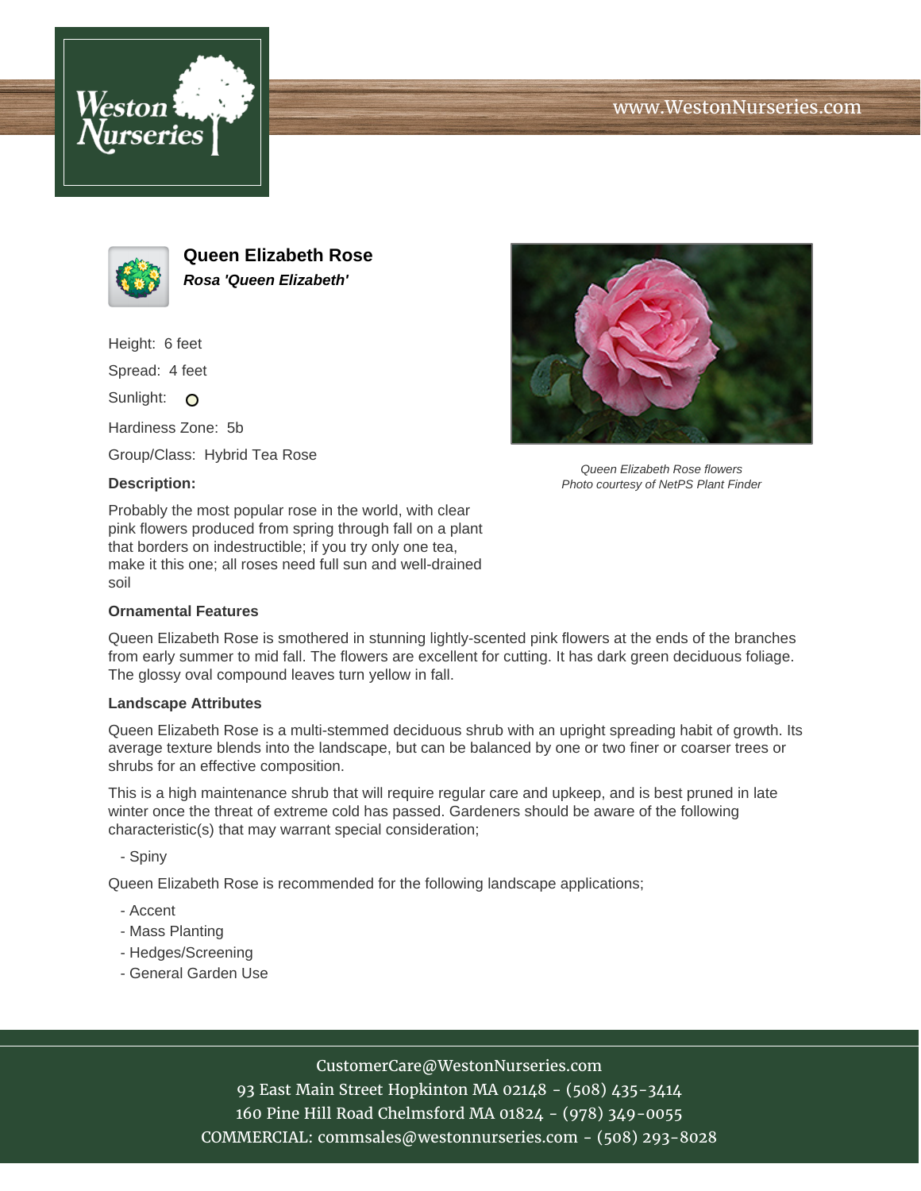# Queen Elizabeth Rose

***Rosa 'Queen Elizabeth'***

Height: 6 feet

Spread: 4 feet

Sunlight: O

Hardiness Zone: 5b

Group/Class: Hybrid Tea Rose

**Description:**

Probably the most popular rose in the world, with clear pink flowers produced from spring through fall on a plant that borders on indestructible; if you try only one tea, make it this one; all roses need full sun and well-drained soil

*Queen Elizabeth Rose flowers*
*Photo courtesy of NetPS Plant Finder*

**Ornamental Features**

Queen Elizabeth Rose is smothered in stunning lightly-scented pink flowers at the ends of the branches from early summer to mid fall. The flowers are excellent for cutting. It has dark green deciduous foliage. The glossy oval compound leaves turn yellow in fall.

**Landscape Attributes**

Queen Elizabeth Rose is a multi-stemmed deciduous shrub with an upright spreading habit of growth. Its average texture blends into the landscape, but can be balanced by one or two finer or coarser trees or shrubs for an effective composition.

This is a high maintenance shrub that will require regular care and upkeep, and is best pruned in late winter once the threat of extreme cold has passed. Gardeners should be aware of the following characteristic(s) that may warrant special consideration;

- Spiny

Queen Elizabeth Rose is recommended for the following landscape applications;

- Accent
- Mass Planting
- Hedges/Screening
- General Garden Use

CustomerCare@WestonNurseries.com
93 East Main Street Hopkinton MA 02148 - (508) 435-3414
160 Pine Hill Road Chelmsford MA 01824 - (978) 349-0055
COMMERCIAL: commsales@westonnurseries.com - (508) 293-8028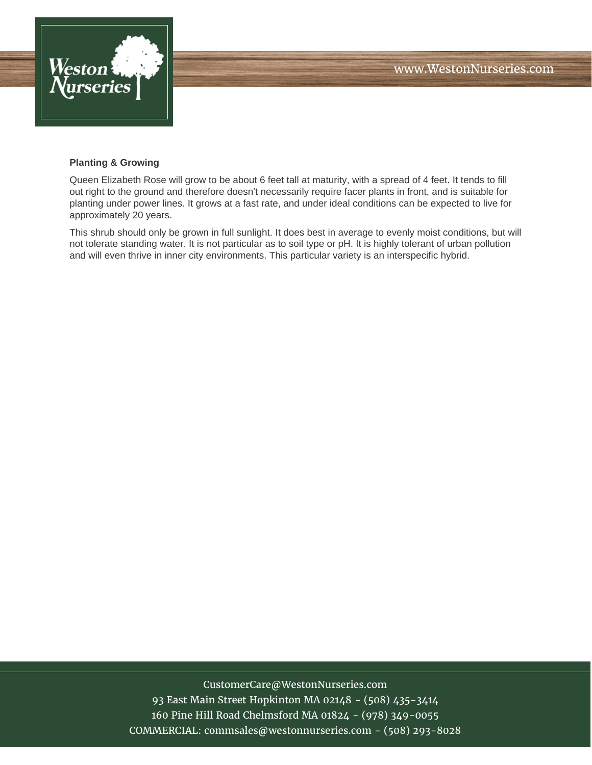### Planting & Growing

Queen Elizabeth Rose will grow to be about 6 feet tall at maturity, with a spread of 4 feet. It tends to fill out right to the ground and therefore doesn't necessarily require facer plants in front, and is suitable for planting under power lines. It grows at a fast rate, and under ideal conditions can be expected to live for approximately 20 years.

This shrub should only be grown in full sunlight. It does best in average to evenly moist conditions, but will not tolerate standing water. It is not particular as to soil type or pH. It is highly tolerant of urban pollution and will even thrive in inner city environments. This particular variety is an interspecific hybrid.